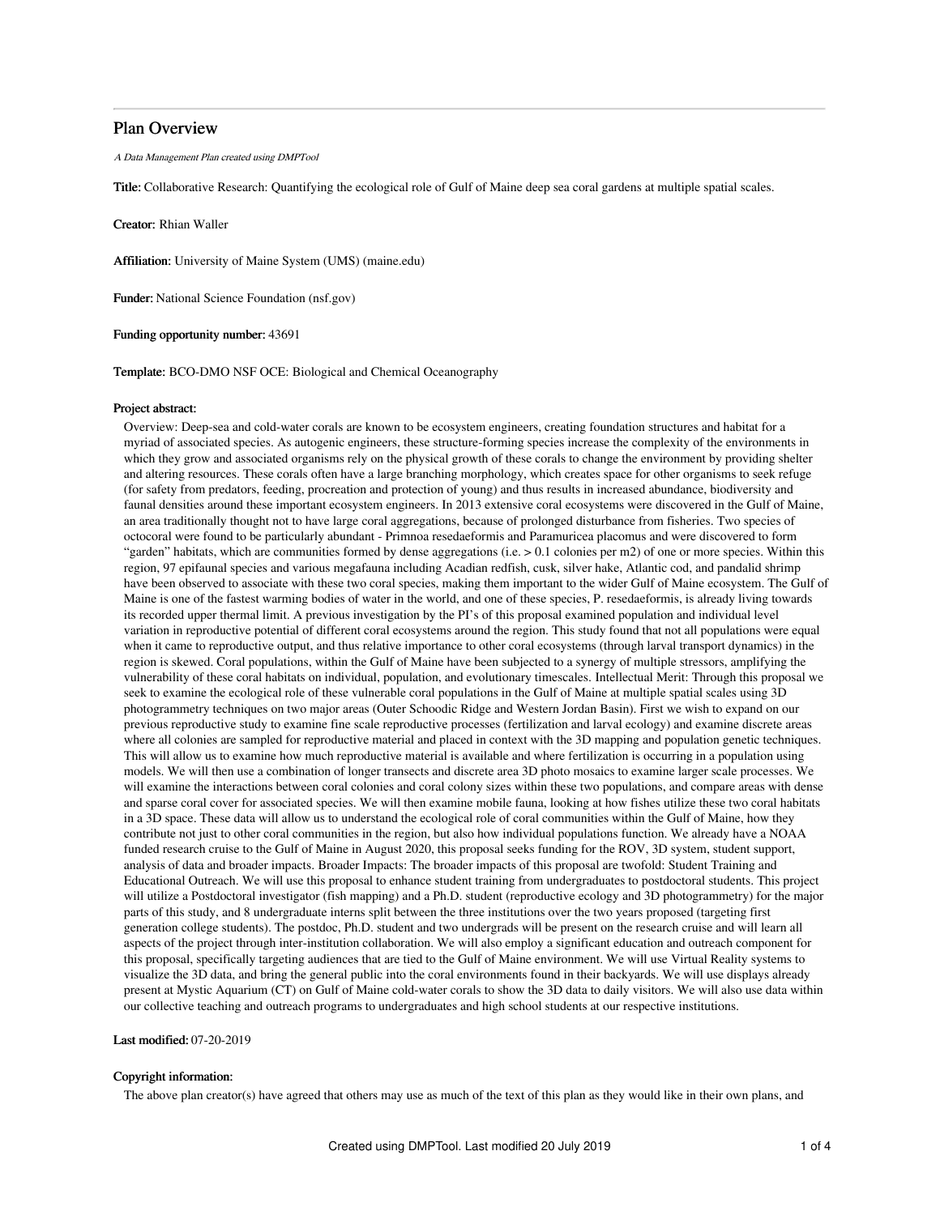# Plan Overview

*A Data Management Plan created using DMPTool*

**Title:** Collaborative Research: Quantifying the ecological role of Gulf of Maine deep sea coral gardens at multiple spatial scales.

**Creator:** Rhian Waller

**Affiliation:** University of Maine System (UMS) (maine.edu)

**Funder:** National Science Foundation (nsf.gov)

**Funding opportunity number:** 43691

**Template:** BCO-DMO NSF OCE: Biological and Chemical Oceanography

**Project abstract:**

Overview: Deep-sea and cold-water corals are known to be ecosystem engineers, creating foundation structures and habitat for a myriad of associated species. As autogenic engineers, these structure-forming species increase the complexity of the environments in which they grow and associated organisms rely on the physical growth of these corals to change the environment by providing shelter and altering resources. These corals often have a large branching morphology, which creates space for other organisms to seek refuge (for safety from predators, feeding, procreation and protection of young) and thus results in increased abundance, biodiversity and faunal densities around these important ecosystem engineers. In 2013 extensive coral ecosystems were discovered in the Gulf of Maine, an area traditionally thought not to have large coral aggregations, because of prolonged disturbance from fisheries. Two species of octocoral were found to be particularly abundant - Primnoa resedaeformis and Paramuricea placomus and were discovered to form "garden" habitats, which are communities formed by dense aggregations (i.e. > 0.1 colonies per m2) of one or more species. Within this region, 97 epifaunal species and various megafauna including Acadian redfish, cusk, silver hake, Atlantic cod, and pandalid shrimp have been observed to associate with these two coral species, making them important to the wider Gulf of Maine ecosystem. The Gulf of Maine is one of the fastest warming bodies of water in the world, and one of these species, P. resedaeformis, is already living towards its recorded upper thermal limit. A previous investigation by the PI's of this proposal examined population and individual level variation in reproductive potential of different coral ecosystems around the region. This study found that not all populations were equal when it came to reproductive output, and thus relative importance to other coral ecosystems (through larval transport dynamics) in the region is skewed. Coral populations, within the Gulf of Maine have been subjected to a synergy of multiple stressors, amplifying the vulnerability of these coral habitats on individual, population, and evolutionary timescales. Intellectual Merit: Through this proposal we seek to examine the ecological role of these vulnerable coral populations in the Gulf of Maine at multiple spatial scales using 3D photogrammetry techniques on two major areas (Outer Schoodic Ridge and Western Jordan Basin). First we wish to expand on our previous reproductive study to examine fine scale reproductive processes (fertilization and larval ecology) and examine discrete areas where all colonies are sampled for reproductive material and placed in context with the 3D mapping and population genetic techniques. This will allow us to examine how much reproductive material is available and where fertilization is occurring in a population using models. We will then use a combination of longer transects and discrete area 3D photo mosaics to examine larger scale processes. We will examine the interactions between coral colonies and coral colony sizes within these two populations, and compare areas with dense and sparse coral cover for associated species. We will then examine mobile fauna, looking at how fishes utilize these two coral habitats in a 3D space. These data will allow us to understand the ecological role of coral communities within the Gulf of Maine, how they contribute not just to other coral communities in the region, but also how individual populations function. We already have a NOAA funded research cruise to the Gulf of Maine in August 2020, this proposal seeks funding for the ROV, 3D system, student support, analysis of data and broader impacts. Broader Impacts: The broader impacts of this proposal are twofold: Student Training and Educational Outreach. We will use this proposal to enhance student training from undergraduates to postdoctoral students. This project will utilize a Postdoctoral investigator (fish mapping) and a Ph.D. student (reproductive ecology and 3D photogrammetry) for the major parts of this study, and 8 undergraduate interns split between the three institutions over the two years proposed (targeting first generation college students). The postdoc, Ph.D. student and two undergrads will be present on the research cruise and will learn all aspects of the project through inter-institution collaboration. We will also employ a significant education and outreach component for this proposal, specifically targeting audiences that are tied to the Gulf of Maine environment. We will use Virtual Reality systems to visualize the 3D data, and bring the general public into the coral environments found in their backyards. We will use displays already present at Mystic Aquarium (CT) on Gulf of Maine cold-water corals to show the 3D data to daily visitors. We will also use data within our collective teaching and outreach programs to undergraduates and high school students at our respective institutions.

**Last modified:** 07-20-2019

**Copyright information:**

The above plan creator(s) have agreed that others may use as much of the text of this plan as they would like in their own plans, and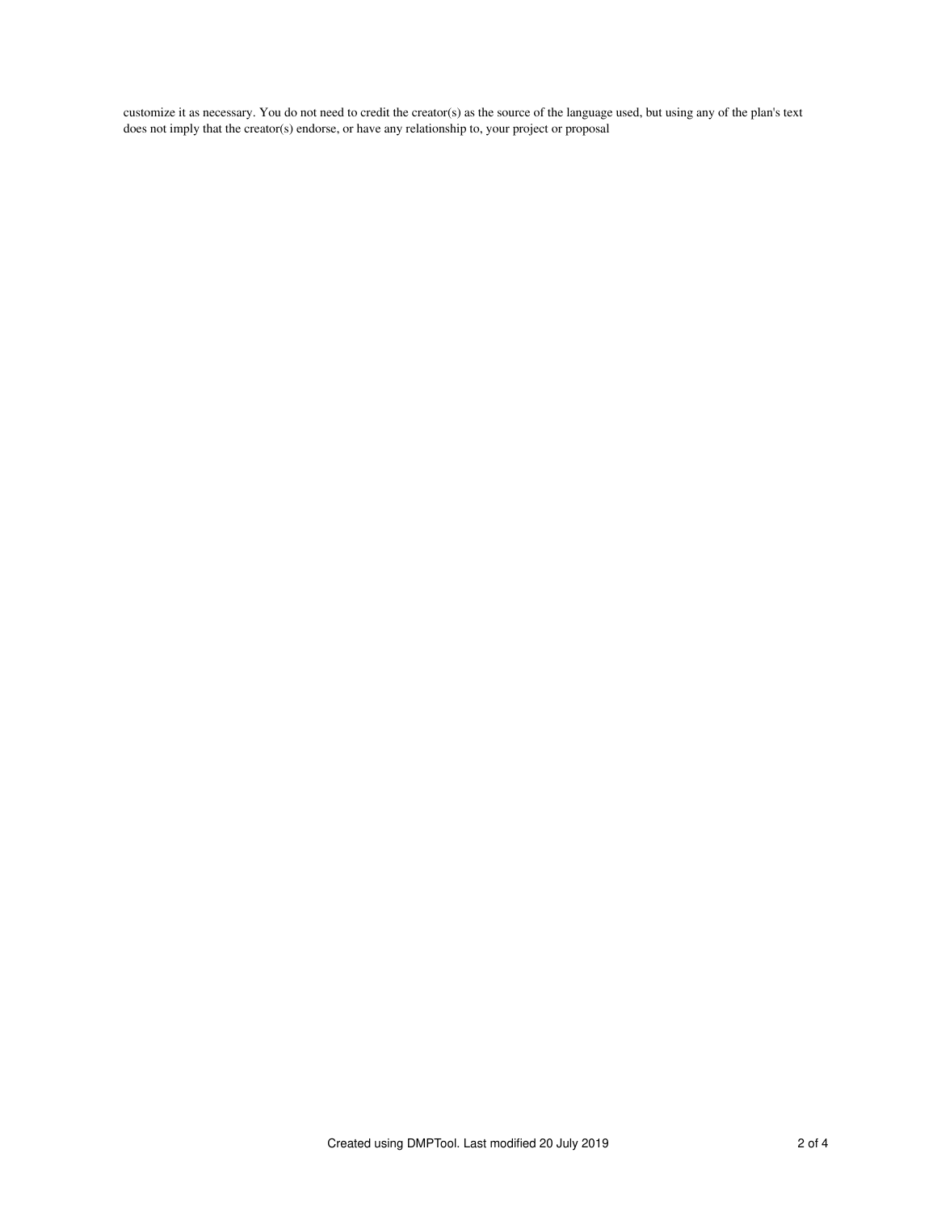customize it as necessary. You do not need to credit the creator(s) as the source of the language used, but using any of the plan's text does not imply that the creator(s) endorse, or have any relationship to, your project or proposal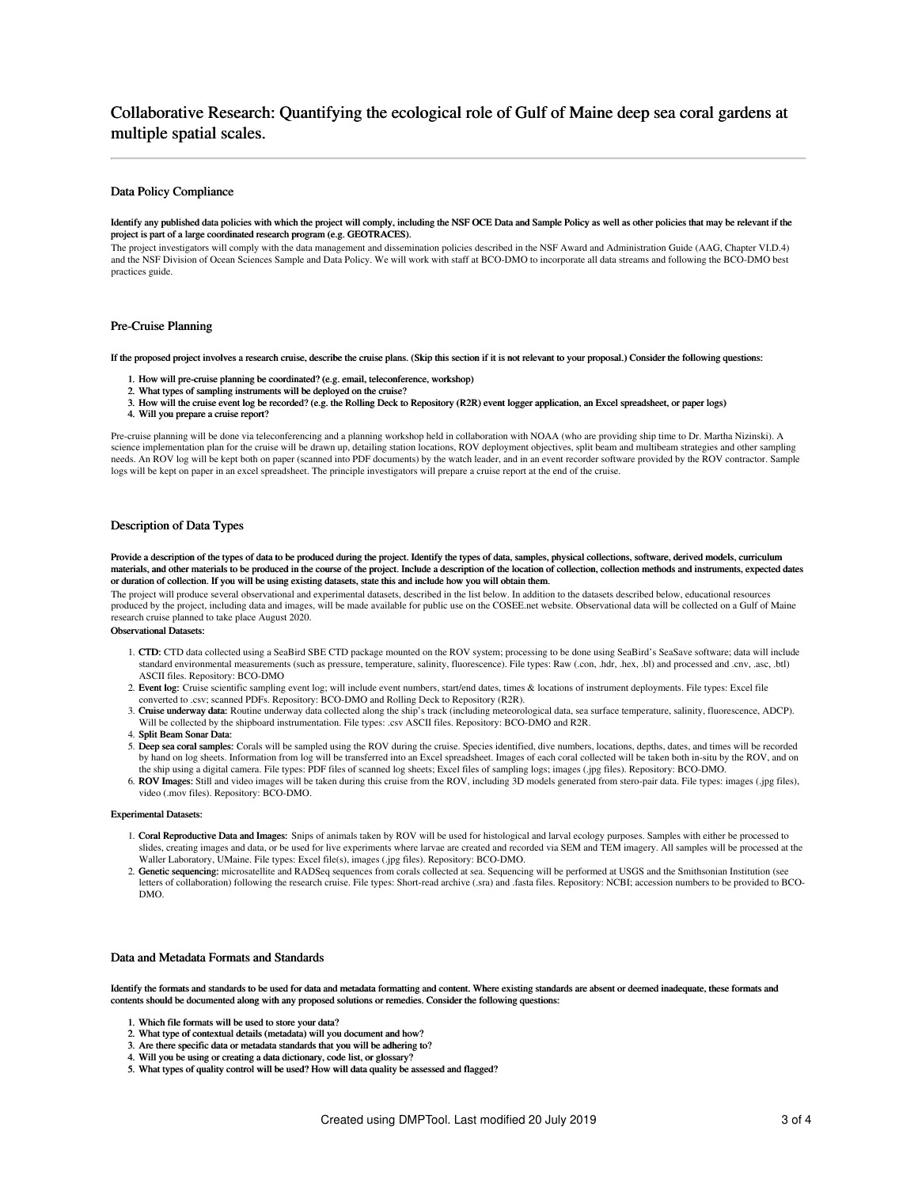# Collaborative Research: Quantifying the ecological role of Gulf of Maine deep sea coral gardens at multiple spatial scales.

## Data Policy Compliance

**Identify any published data policies with which the project will comply, including the NSF OCE Data and Sample Policy as well as other policies that may be relevant if the project is part of a large coordinated research program (e.g. GEOTRACES).**

The project investigators will comply with the data management and dissemination policies described in the NSF Award and Administration Guide (AAG, Chapter VI.D.4) and the NSF Division of Ocean Sciences Sample and Data Policy. We will work with staff at BCO-DMO to incorporate all data streams and following the BCO-DMO best practices guide.

## Pre-Cruise Planning

**If the proposed project involves a research cruise, describe the cruise plans. (Skip this section if it is not relevant to your proposal.) Consider the following questions:**

1. **How will pre-cruise planning be coordinated? (e.g. email, teleconference, workshop)**
2. **What types of sampling instruments will be deployed on the cruise?**
3. **How will the cruise event log be recorded? (e.g. the Rolling Deck to Repository (R2R) event logger application, an Excel spreadsheet, or paper logs)**
4. **Will you prepare a cruise report?**

Pre-cruise planning will be done via teleconferencing and a planning workshop held in collaboration with NOAA (who are providing ship time to Dr. Martha Nizinski). A science implementation plan for the cruise will be drawn up, detailing station locations, ROV deployment objectives, split beam and multibeam strategies and other sampling needs. An ROV log will be kept both on paper (scanned into PDF documents) by the watch leader, and in an event recorder software provided by the ROV contractor. Sample logs will be kept on paper in an excel spreadsheet. The principle investigators will prepare a cruise report at the end of the cruise.

## Description of Data Types

**Provide a description of the types of data to be produced during the project. Identify the types of data, samples, physical collections, software, derived models, curriculum materials, and other materials to be produced in the course of the project. Include a description of the location of collection, collection methods and instruments, expected dates or duration of collection. If you will be using existing datasets, state this and include how you will obtain them.**

The project will produce several observational and experimental datasets, described in the list below. In addition to the datasets described below, educational resources produced by the project, including data and images, will be made available for public use on the COSEE.net website. Observational data will be collected on a Gulf of Maine research cruise planned to take place August 2020.

**Observational Datasets:**

1. **CTD:** CTD data collected using a SeaBird SBE CTD package mounted on the ROV system; processing to be done using SeaBird's SeaSave software; data will include standard environmental measurements (such as pressure, temperature, salinity, fluorescence). File types: Raw (.con, .hdr, .hex, .bl) and processed and .cnv, .asc, .btl) ASCII files. Repository: BCO-DMO
2. **Event log:** Cruise scientific sampling event log; will include event numbers, start/end dates, times & locations of instrument deployments. File types: Excel file converted to .csv; scanned PDFs. Repository: BCO-DMO and Rolling Deck to Repository (R2R).
3. **Cruise underway data:** Routine underway data collected along the ship's track (including meteorological data, sea surface temperature, salinity, fluorescence, ADCP). Will be collected by the shipboard instrumentation. File types: .csv ASCII files. Repository: BCO-DMO and R2R.
4. **Split Beam Sonar Data:**
5. **Deep sea coral samples:** Corals will be sampled using the ROV during the cruise. Species identified, dive numbers, locations, depths, dates, and times will be recorded by hand on log sheets. Information from log will be transferred into an Excel spreadsheet. Images of each coral collected will be taken both in-situ by the ROV, and on the ship using a digital camera. File types: PDF files of scanned log sheets; Excel files of sampling logs; images (.jpg files). Repository: BCO-DMO.
6. **ROV Images:** Still and video images will be taken during this cruise from the ROV, including 3D models generated from stero-pair data. File types: images (.jpg files), video (.mov files). Repository: BCO-DMO.

**Experimental Datasets:**

1. **Coral Reproductive Data and Images:** Snips of animals taken by ROV will be used for histological and larval ecology purposes. Samples with either be processed to slides, creating images and data, or be used for live experiments where larvae are created and recorded via SEM and TEM imagery. All samples will be processed at the Waller Laboratory, UMaine. File types: Excel file(s), images (.jpg files). Repository: BCO-DMO.
2. **Genetic sequencing:** microsatellite and RADSeq sequences from corals collected at sea. Sequencing will be performed at USGS and the Smithsonian Institution (see letters of collaboration) following the research cruise. File types: Short-read archive (.sra) and .fasta files. Repository: NCBI; accession numbers to be provided to BCO-DMO.

## Data and Metadata Formats and Standards

**Identify the formats and standards to be used for data and metadata formatting and content. Where existing standards are absent or deemed inadequate, these formats and contents should be documented along with any proposed solutions or remedies. Consider the following questions:**

1. **Which file formats will be used to store your data?**
2. **What type of contextual details (metadata) will you document and how?**
3. **Are there specific data or metadata standards that you will be adhering to?**
4. **Will you be using or creating a data dictionary, code list, or glossary?**
5. **What types of quality control will be used? How will data quality be assessed and flagged?**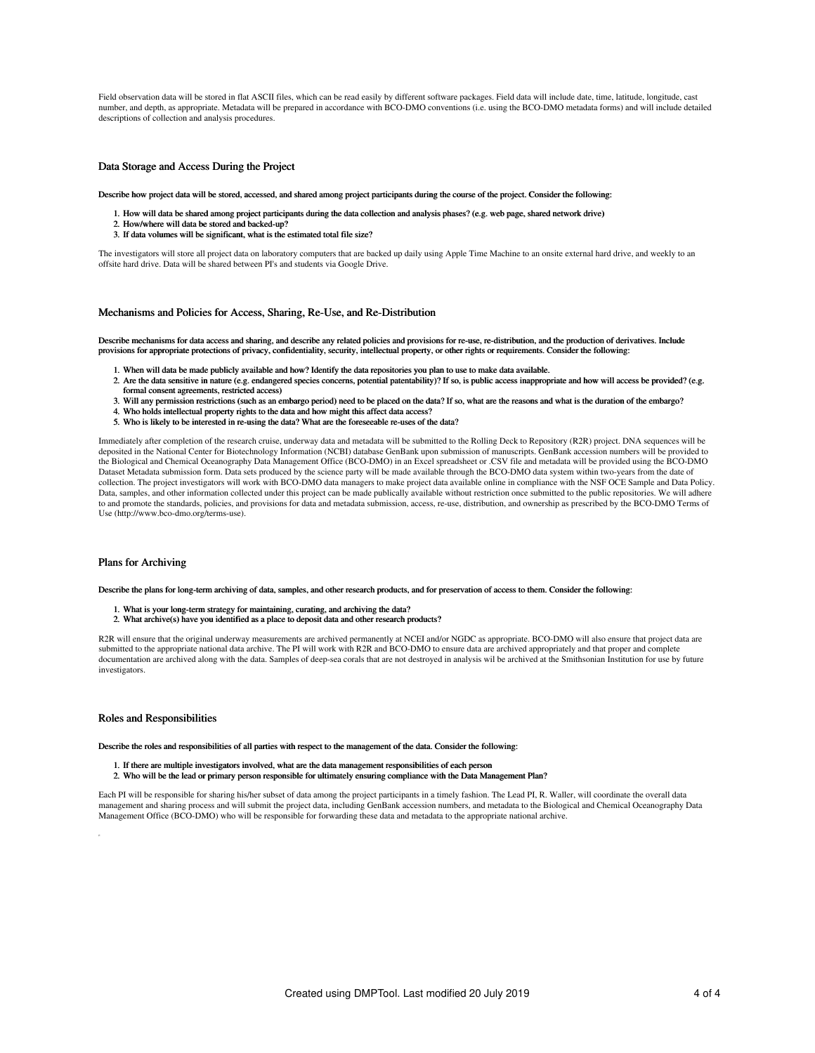Field observation data will be stored in flat ASCII files, which can be read easily by different software packages. Field data will include date, time, latitude, longitude, cast number, and depth, as appropriate. Metadata will be prepared in accordance with BCO-DMO conventions (i.e. using the BCO-DMO metadata forms) and will include detailed descriptions of collection and analysis procedures.

## Data Storage and Access During the Project

**Describe how project data will be stored, accessed, and shared among project participants during the course of the project. Consider the following:**

1. **How will data be shared among project participants during the data collection and analysis phases? (e.g. web page, shared network drive)**
2. **How/where will data be stored and backed-up?**
3. **If data volumes will be significant, what is the estimated total file size?**

The investigators will store all project data on laboratory computers that are backed up daily using Apple Time Machine to an onsite external hard drive, and weekly to an offsite hard drive. Data will be shared between PI's and students via Google Drive.

## Mechanisms and Policies for Access, Sharing, Re-Use, and Re-Distribution

**Describe mechanisms for data access and sharing, and describe any related policies and provisions for re-use, re-distribution, and the production of derivatives. Include provisions for appropriate protections of privacy, confidentiality, security, intellectual property, or other rights or requirements. Consider the following:**

1. **When will data be made publicly available and how? Identify the data repositories you plan to use to make data available.**
2. **Are the data sensitive in nature (e.g. endangered species concerns, potential patentability)? If so, is public access inappropriate and how will access be provided? (e.g. formal consent agreements, restricted access)**
3. **Will any permission restrictions (such as an embargo period) need to be placed on the data? If so, what are the reasons and what is the duration of the embargo?**
4. **Who holds intellectual property rights to the data and how might this affect data access?**
5. **Who is likely to be interested in re-using the data? What are the foreseeable re-uses of the data?**

Immediately after completion of the research cruise, underway data and metadata will be submitted to the Rolling Deck to Repository (R2R) project. DNA sequences will be deposited in the National Center for Biotechnology Information (NCBI) database GenBank upon submission of manuscripts. GenBank accession numbers will be provided to the Biological and Chemical Oceanography Data Management Office (BCO-DMO) in an Excel spreadsheet or .CSV file and metadata will be provided using the BCO-DMO Dataset Metadata submission form. Data sets produced by the science party will be made available through the BCO-DMO data system within two-years from the date of collection. The project investigators will work with BCO-DMO data managers to make project data available online in compliance with the NSF OCE Sample and Data Policy. Data, samples, and other information collected under this project can be made publically available without restriction once submitted to the public repositories. We will adhere to and promote the standards, policies, and provisions for data and metadata submission, access, re-use, distribution, and ownership as prescribed by the BCO-DMO Terms of Use (http://www.bco-dmo.org/terms-use).

## Plans for Archiving

**Describe the plans for long-term archiving of data, samples, and other research products, and for preservation of access to them. Consider the following:**

1. **What is your long-term strategy for maintaining, curating, and archiving the data?**
2. **What archive(s) have you identified as a place to deposit data and other research products?**

R2R will ensure that the original underway measurements are archived permanently at NCEI and/or NGDC as appropriate. BCO-DMO will also ensure that project data are submitted to the appropriate national data archive. The PI will work with R2R and BCO-DMO to ensure data are archived appropriately and that proper and complete documentation are archived along with the data. Samples of deep-sea corals that are not destroyed in analysis wil be archived at the Smithsonian Institution for use by future investigators.

## Roles and Responsibilities

**Describe the roles and responsibilities of all parties with respect to the management of the data. Consider the following:**

1. **If there are multiple investigators involved, what are the data management responsibilities of each person**
2. **Who will be the lead or primary person responsible for ultimately ensuring compliance with the Data Management Plan?**

Each PI will be responsible for sharing his/her subset of data among the project participants in a timely fashion. The Lead PI, R. Waller, will coordinate the overall data management and sharing process and will submit the project data, including GenBank accession numbers, and metadata to the Biological and Chemical Oceanography Data Management Office (BCO-DMO) who will be responsible for forwarding these data and metadata to the appropriate national archive.

Created using DMPTool. Last modified 20 July 2019